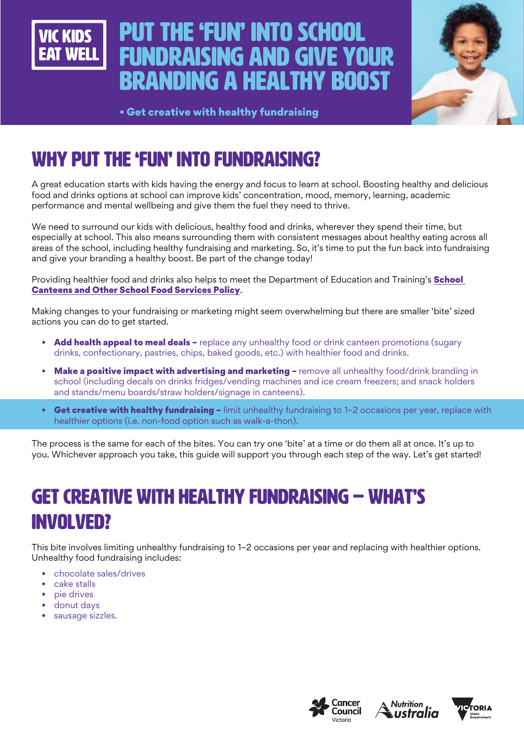VIC KIDS EAT WELL

# PUT THE 'FUN' INTO SCHOOL FUNDRAISING AND GIVE YOUR BRANDING A HEALTHY BOOST

• **Get creative with healthy fundraising**

## WHY PUT THE 'FUN' INTO FUNDRAISING?

A great education starts with kids having the energy and focus to learn at school. Boosting healthy and delicious food and drinks options at school can improve kids' concentration, mood, memory, learning, academic performance and mental wellbeing and give them the fuel they need to thrive.

We need to surround our kids with delicious, healthy food and drinks, wherever they spend their time, but especially at school. This also means surrounding them with consistent messages about healthy eating across all areas of the school, including healthy fundraising and marketing. So, it's time to put the fun back into fundraising and give your branding a healthy boost. Be part of the change today!

Providing healthier food and drinks also helps to meet the Department of Education and Training's **School Canteens and Other School Food Services Policy**.

Making changes to your fundraising or marketing might seem overwhelming but there are smaller 'bite' sized actions you can do to get started.

- **Add health appeal to meal deals –** replace any unhealthy food or drink canteen promotions (sugary drinks, confectionary, pastries, chips, baked goods, etc.) with healthier food and drinks.
- **Make a positive impact with advertising and marketing –** remove all unhealthy food/drink branding in school (including decals on drinks fridges/vending machines and ice cream freezers; and snack holders and stands/menu boards/straw holders/signage in canteens).
- **Get creative with healthy fundraising –** limit unhealthy fundraising to 1–2 occasions per year, replace with healthier options (i.e. non-food option such as walk-a-thon).

The process is the same for each of the bites. You can try one 'bite' at a time or do them all at once. It's up to you. Whichever approach you take, this guide will support you through each step of the way. Let's get started!

## GET CREATIVE WITH HEALTHY FUNDRAISING – WHAT'S INVOLVED?

This bite involves limiting unhealthy fundraising to 1–2 occasions per year and replacing with healthier options. Unhealthy food fundraising includes:

- chocolate sales/drives
- cake stalls
- pie drives
- donut days
- sausage sizzles.

Cancer Council Victoria | Nutrition Australia | Victoria State Government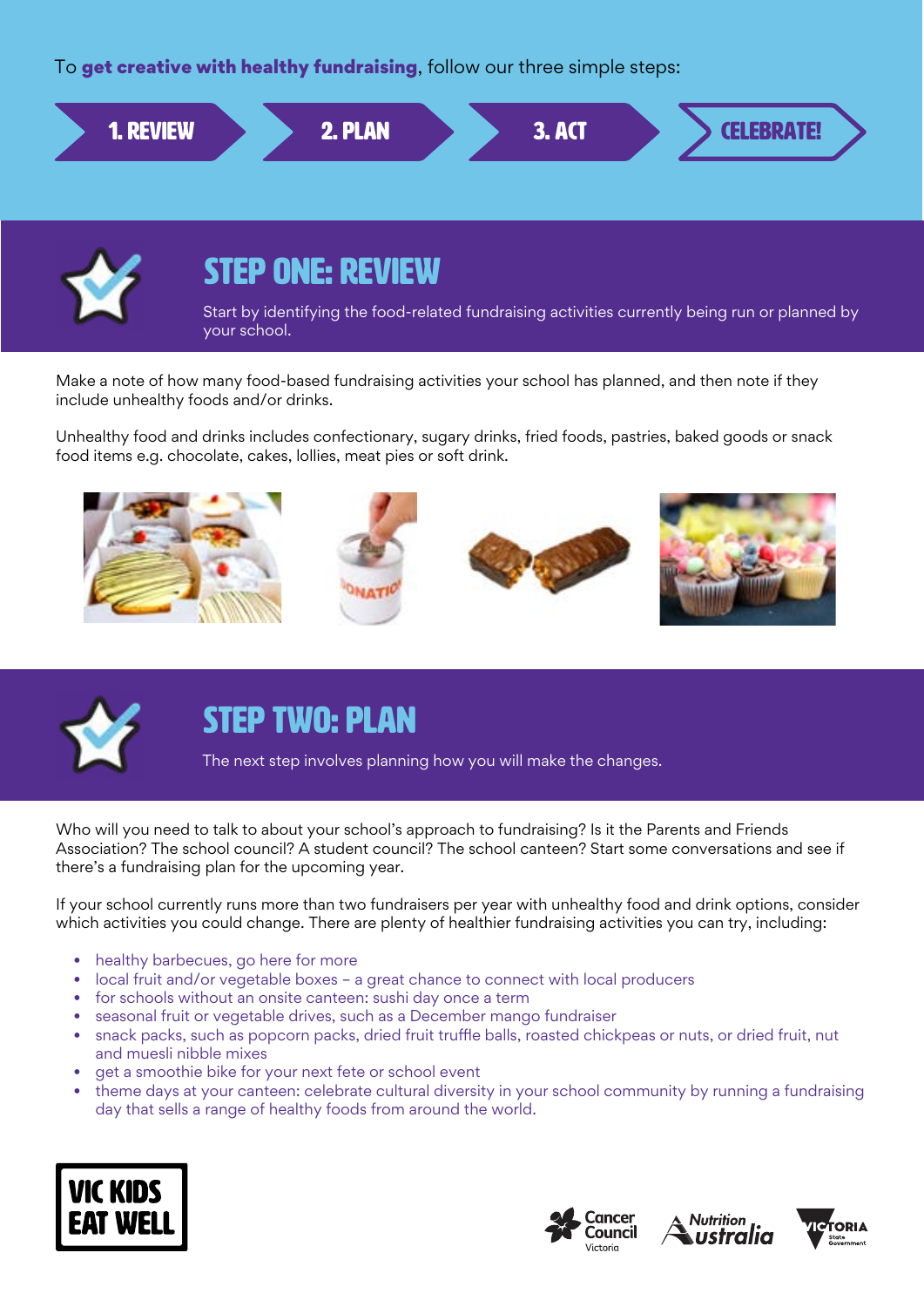To **get creative with healthy fundraising**, follow our three simple steps:

1. REVIEW → 2. PLAN → 3. ACT → CELEBRATE!

## STEP ONE: REVIEW

Start by identifying the food-related fundraising activities currently being run or planned by your school.

Make a note of how many food-based fundraising activities your school has planned, and then note if they include unhealthy foods and/or drinks.

Unhealthy food and drinks includes confectionary, sugary drinks, fried foods, pastries, baked goods or snack food items e.g. chocolate, cakes, lollies, meat pies or soft drink.

## STEP TWO: PLAN

The next step involves planning how you will make the changes.

Who will you need to talk to about your school's approach to fundraising? Is it the Parents and Friends Association? The school council? A student council? The school canteen? Start some conversations and see if there's a fundraising plan for the upcoming year.

If your school currently runs more than two fundraisers per year with unhealthy food and drink options, consider which activities you could change. There are plenty of healthier fundraising activities you can try, including:

- healthy barbecues, go here for more
- local fruit and/or vegetable boxes – a great chance to connect with local producers
- for schools without an onsite canteen: sushi day once a term
- seasonal fruit or vegetable drives, such as a December mango fundraiser
- snack packs, such as popcorn packs, dried fruit truffle balls, roasted chickpeas or nuts, or dried fruit, nut and muesli nibble mixes
- get a smoothie bike for your next fete or school event
- theme days at your canteen: celebrate cultural diversity in your school community by running a fundraising day that sells a range of healthy foods from around the world.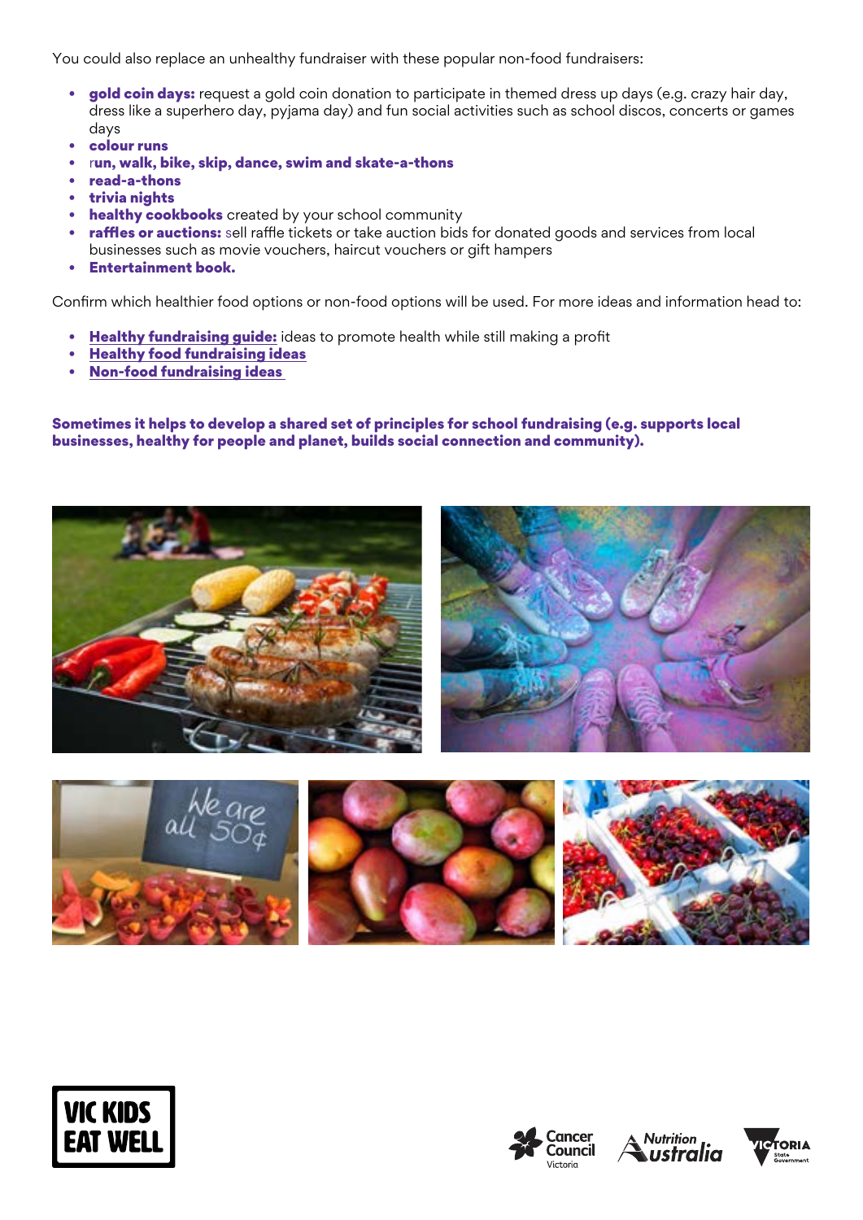You could also replace an unhealthy fundraiser with these popular non-food fundraisers:

- **gold coin days:** request a gold coin donation to participate in themed dress up days (e.g. crazy hair day, dress like a superhero day, pyjama day) and fun social activities such as school discos, concerts or games days
- **colour runs**
- r**un, walk, bike, skip, dance, swim and skate-a-thons**
- **read-a-thons**
- **trivia nights**
- **healthy cookbooks** created by your school community
- **raffles or auctions:** sell raffle tickets or take auction bids for donated goods and services from local businesses such as movie vouchers, haircut vouchers or gift hampers
- **Entertainment book.**

Confirm which healthier food options or non-food options will be used. For more ideas and information head to:

- **Healthy fundraising guide:** ideas to promote health while still making a profit
- **Healthy food fundraising ideas**
- **Non-food fundraising ideas**

**Sometimes it helps to develop a shared set of principles for school fundraising (e.g. supports local businesses, healthy for people and planet, builds social connection and community).**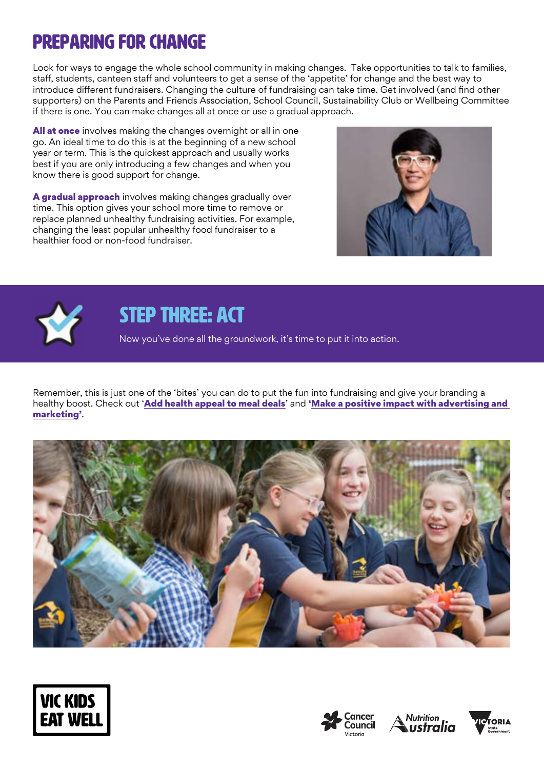# PREPARING FOR CHANGE

Look for ways to engage the whole school community in making changes. Take opportunities to talk to families, staff, students, canteen staff and volunteers to get a sense of the 'appetite' for change and the best way to introduce different fundraisers. Changing the culture of fundraising can take time. Get involved (and find other supporters) on the Parents and Friends Association, School Council, Sustainability Club or Wellbeing Committee if there is one. You can make changes all at once or use a gradual approach.

**All at once** involves making the changes overnight or all in one go. An ideal time to do this is at the beginning of a new school year or term. This is the quickest approach and usually works best if you are only introducing a few changes and when you know there is good support for change.

**A gradual approach** involves making changes gradually over time. This option gives your school more time to remove or replace planned unhealthy fundraising activities. For example, changing the least popular unhealthy food fundraiser to a healthier food or non-food fundraiser.

## STEP THREE: ACT

Now you've done all the groundwork, it's time to put it into action.

Remember, this is just one of the 'bites' you can do to put the fun into fundraising and give your branding a healthy boost. Check out '**Add health appeal to meal deals**' and '**Make a positive impact with advertising and marketing**'.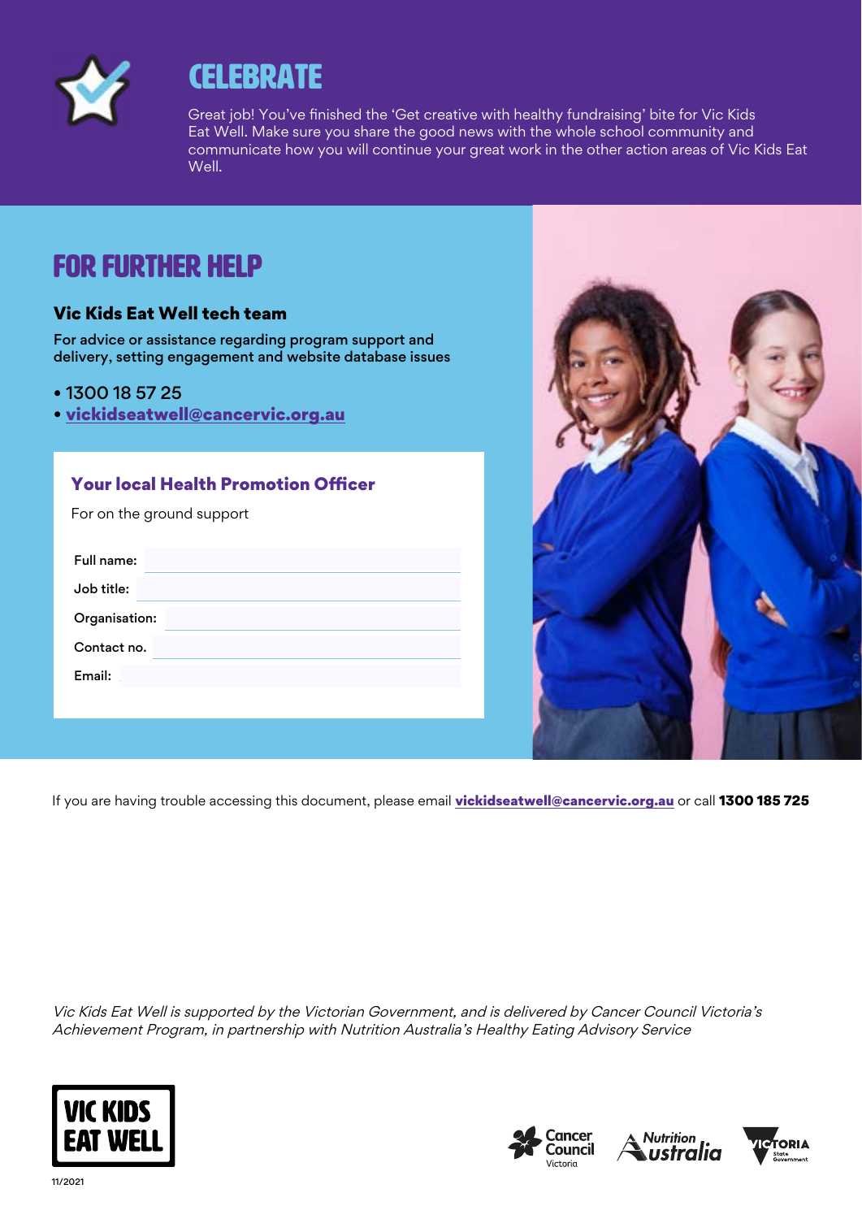# CELEBRATE

Great job! You've finished the 'Get creative with healthy fundraising' bite for Vic Kids Eat Well. Make sure you share the good news with the whole school community and communicate how you will continue your great work in the other action areas of Vic Kids Eat Well.

# FOR FURTHER HELP

### Vic Kids Eat Well tech team

For advice or assistance regarding program support and delivery, setting engagement and website database issues

- 1300 18 57 25
- **vickidseatwell@cancervic.org.au**

### Your local Health Promotion Officer

For on the ground support

Full name:

Job title:

Organisation:

Contact no.

Email:

If you are having trouble accessing this document, please email **vickidseatwell@cancervic.org.au** or call **1300 185 725**

*Vic Kids Eat Well is supported by the Victorian Government, and is delivered by Cancer Council Victoria's Achievement Program, in partnership with Nutrition Australia's Healthy Eating Advisory Service*

VIC KIDS EAT WELL

Cancer Council Victoria | Nutrition Australia | Victoria State Government

11/2021